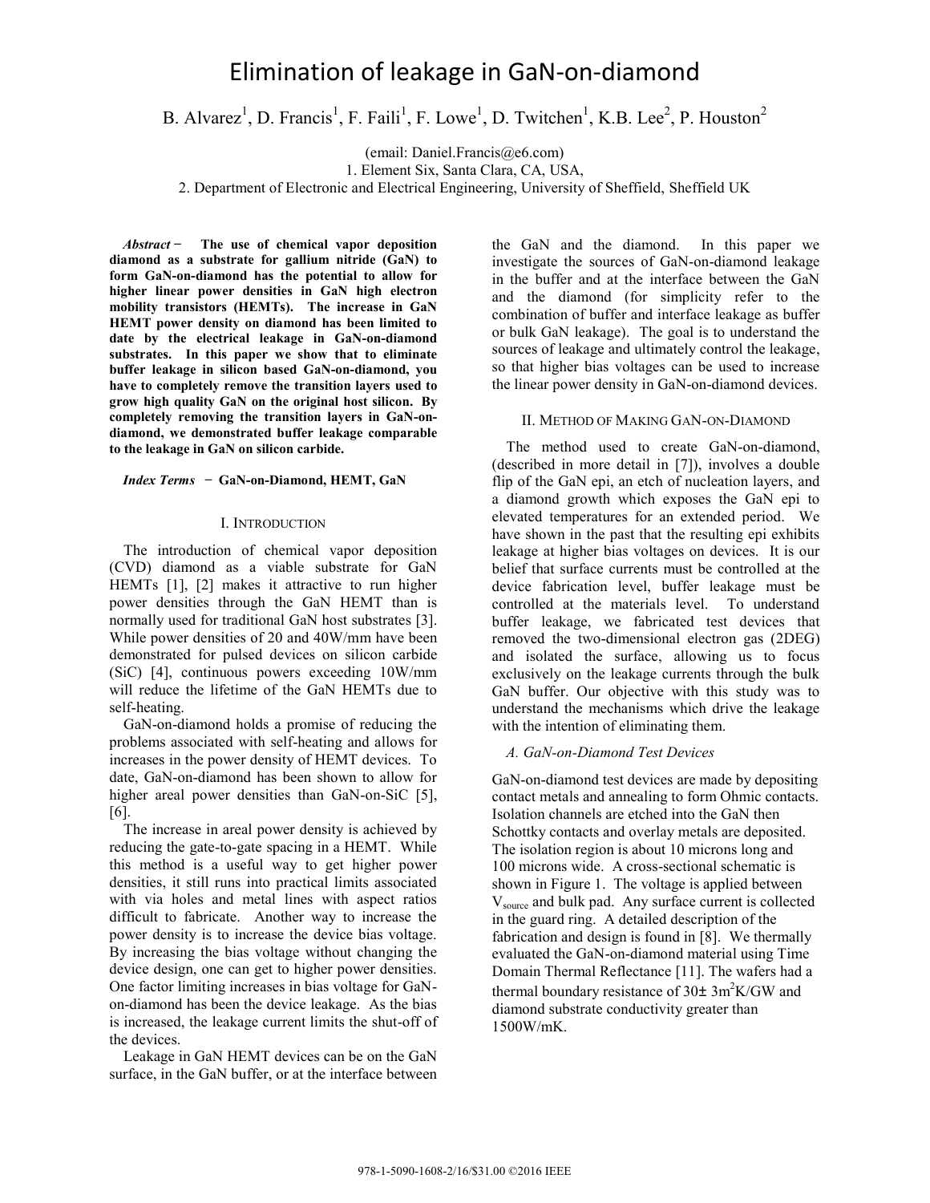# Elimination of leakage in GaN-on-diamond

B. Alvarez[1], D. Francis[1], F. Faili[1], F. Lowe[1], D. Twitchen[1], K.B. Lee[2], P. Houston[2]

(email: Daniel.Francis@e6.com)

1. Element Six, Santa Clara, CA, USA,

2. Department of Electronic and Electrical Engineering, University of Sheffield, Sheffield UK

***Abstract*** **− The use of chemical vapor deposition diamond as a substrate for gallium nitride (GaN) to form GaN-on-diamond has the potential to allow for higher linear power densities in GaN high electron mobility transistors (HEMTs). The increase in GaN HEMT power density on diamond has been limited to date by the electrical leakage in GaN-on-diamond substrates. In this paper we show that to eliminate buffer leakage in silicon based GaN-on-diamond, you have to completely remove the transition layers used to grow high quality GaN on the original host silicon. By completely removing the transition layers in GaN-on-diamond, we demonstrated buffer leakage comparable to the leakage in GaN on silicon carbide.**

***Index Terms*** **− GaN-on-Diamond, HEMT, GaN**

## I. Introduction

The introduction of chemical vapor deposition (CVD) diamond as a viable substrate for GaN HEMTs [1], [2] makes it attractive to run higher power densities through the GaN HEMT than is normally used for traditional GaN host substrates [3]. While power densities of 20 and 40W/mm have been demonstrated for pulsed devices on silicon carbide (SiC) [4], continuous powers exceeding 10W/mm will reduce the lifetime of the GaN HEMTs due to self-heating.

GaN-on-diamond holds a promise of reducing the problems associated with self-heating and allows for increases in the power density of HEMT devices. To date, GaN-on-diamond has been shown to allow for higher areal power densities than GaN-on-SiC [5], [6].

The increase in areal power density is achieved by reducing the gate-to-gate spacing in a HEMT. While this method is a useful way to get higher power densities, it still runs into practical limits associated with via holes and metal lines with aspect ratios difficult to fabricate. Another way to increase the power density is to increase the device bias voltage. By increasing the bias voltage without changing the device design, one can get to higher power densities. One factor limiting increases in bias voltage for GaN-on-diamond has been the device leakage. As the bias is increased, the leakage current limits the shut-off of the devices.

Leakage in GaN HEMT devices can be on the GaN surface, in the GaN buffer, or at the interface between the GaN and the diamond. In this paper we investigate the sources of GaN-on-diamond leakage in the buffer and at the interface between the GaN and the diamond (for simplicity refer to the combination of buffer and interface leakage as buffer or bulk GaN leakage). The goal is to understand the sources of leakage and ultimately control the leakage, so that higher bias voltages can be used to increase the linear power density in GaN-on-diamond devices.

## II. Method of Making GaN-on-Diamond

The method used to create GaN-on-diamond, (described in more detail in [7]), involves a double flip of the GaN epi, an etch of nucleation layers, and a diamond growth which exposes the GaN epi to elevated temperatures for an extended period. We have shown in the past that the resulting epi exhibits leakage at higher bias voltages on devices. It is our belief that surface currents must be controlled at the device fabrication level, buffer leakage must be controlled at the materials level. To understand buffer leakage, we fabricated test devices that removed the two-dimensional electron gas (2DEG) and isolated the surface, allowing us to focus exclusively on the leakage currents through the bulk GaN buffer. Our objective with this study was to understand the mechanisms which drive the leakage with the intention of eliminating them.

### *A. GaN-on-Diamond Test Devices*

GaN-on-diamond test devices are made by depositing contact metals and annealing to form Ohmic contacts. Isolation channels are etched into the GaN then Schottky contacts and overlay metals are deposited. The isolation region is about 10 microns long and 100 microns wide. A cross-sectional schematic is shown in Figure 1. The voltage is applied between $V_{source}$ and bulk pad. Any surface current is collected in the guard ring. A detailed description of the fabrication and design is found in [8]. We thermally evaluated the GaN-on-diamond material using Time Domain Thermal Reflectance [11]. The wafers had a thermal boundary resistance of $30\pm 3m^2K/GW$ and diamond substrate conductivity greater than 1500W/mK.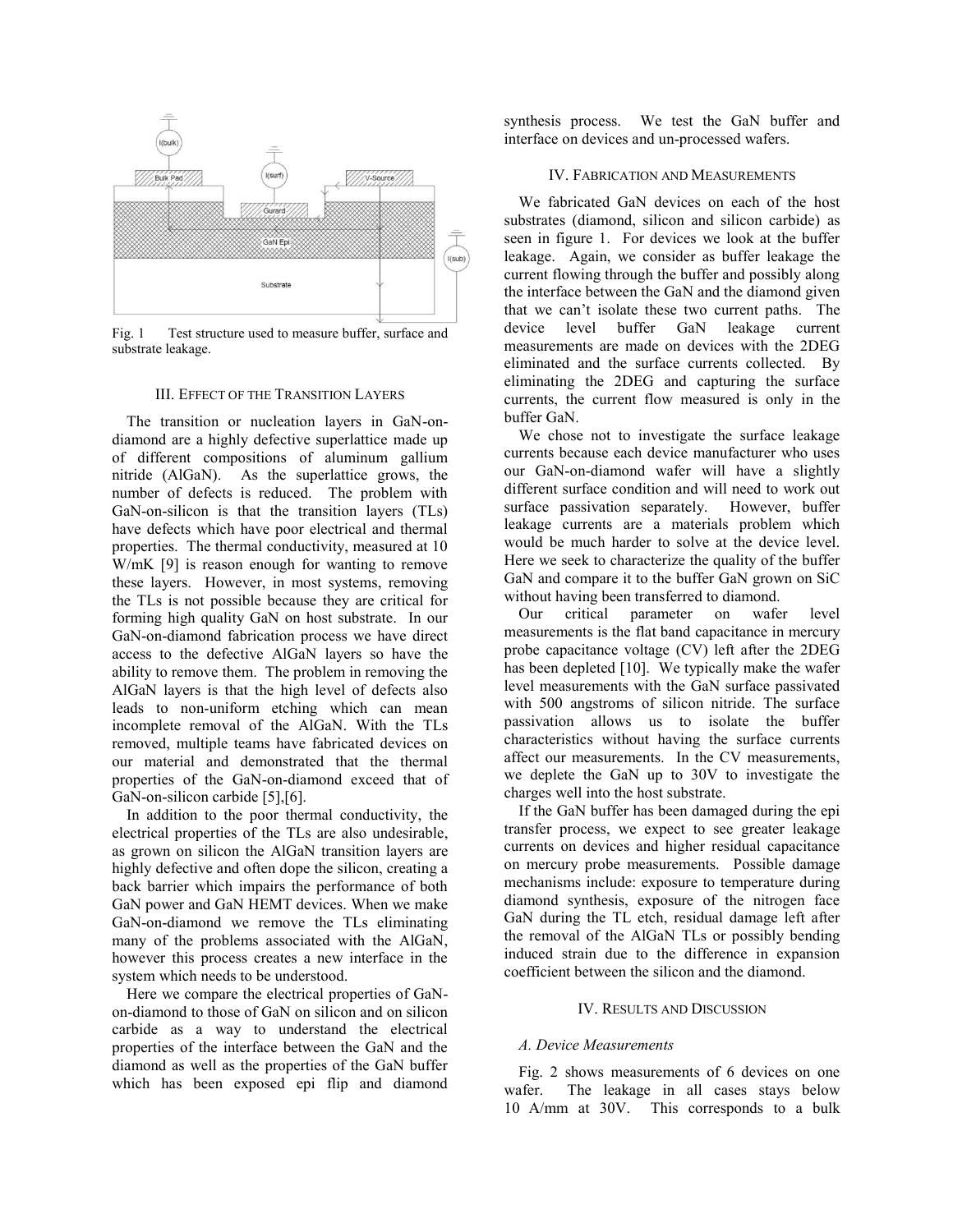Fig. 1 Test structure used to measure buffer, surface and substrate leakage.

### III. Effect of the Transition Layers

The transition or nucleation layers in GaN-on-diamond are a highly defective superlattice made up of different compositions of aluminum gallium nitride (AlGaN). As the superlattice grows, the number of defects is reduced. The problem with GaN-on-silicon is that the transition layers (TLs) have defects which have poor electrical and thermal properties. The thermal conductivity, measured at 10 W/mK [9] is reason enough for wanting to remove these layers. However, in most systems, removing the TLs is not possible because they are critical for forming high quality GaN on host substrate. In our GaN-on-diamond fabrication process we have direct access to the defective AlGaN layers so have the ability to remove them. The problem in removing the AlGaN layers is that the high level of defects also leads to non-uniform etching which can mean incomplete removal of the AlGaN. With the TLs removed, multiple teams have fabricated devices on our material and demonstrated that the thermal properties of the GaN-on-diamond exceed that of GaN-on-silicon carbide [5],[6].

In addition to the poor thermal conductivity, the electrical properties of the TLs are also undesirable, as grown on silicon the AlGaN transition layers are highly defective and often dope the silicon, creating a back barrier which impairs the performance of both GaN power and GaN HEMT devices. When we make GaN-on-diamond we remove the TLs eliminating many of the problems associated with the AlGaN, however this process creates a new interface in the system which needs to be understood.

Here we compare the electrical properties of GaN-on-diamond to those of GaN on silicon and on silicon carbide as a way to understand the electrical properties of the interface between the GaN and the diamond as well as the properties of the GaN buffer which has been exposed epi flip and diamond synthesis process. We test the GaN buffer and interface on devices and un-processed wafers.

### IV. Fabrication and Measurements

We fabricated GaN devices on each of the host substrates (diamond, silicon and silicon carbide) as seen in figure 1. For devices we look at the buffer leakage. Again, we consider as buffer leakage the current flowing through the buffer and possibly along the interface between the GaN and the diamond given that we can't isolate these two current paths. The device level buffer GaN leakage current measurements are made on devices with the 2DEG eliminated and the surface currents collected. By eliminating the 2DEG and capturing the surface currents, the current flow measured is only in the buffer GaN.

We chose not to investigate the surface leakage currents because each device manufacturer who uses our GaN-on-diamond wafer will have a slightly different surface condition and will need to work out surface passivation separately. However, buffer leakage currents are a materials problem which would be much harder to solve at the device level. Here we seek to characterize the quality of the buffer GaN and compare it to the buffer GaN grown on SiC without having been transferred to diamond.

Our critical parameter on wafer level measurements is the flat band capacitance in mercury probe capacitance voltage (CV) left after the 2DEG has been depleted [10]. We typically make the wafer level measurements with the GaN surface passivated with 500 angstroms of silicon nitride. The surface passivation allows us to isolate the buffer characteristics without having the surface currents affect our measurements. In the CV measurements, we deplete the GaN up to 30V to investigate the charges well into the host substrate.

If the GaN buffer has been damaged during the epi transfer process, we expect to see greater leakage currents on devices and higher residual capacitance on mercury probe measurements. Possible damage mechanisms include: exposure to temperature during diamond synthesis, exposure of the nitrogen face GaN during the TL etch, residual damage left after the removal of the AlGaN TLs or possibly bending induced strain due to the difference in expansion coefficient between the silicon and the diamond.

### IV. Results and Discussion

#### *A. Device Measurements*

Fig. 2 shows measurements of 6 devices on one wafer. The leakage in all cases stays below 10 A/mm at 30V. This corresponds to a bulk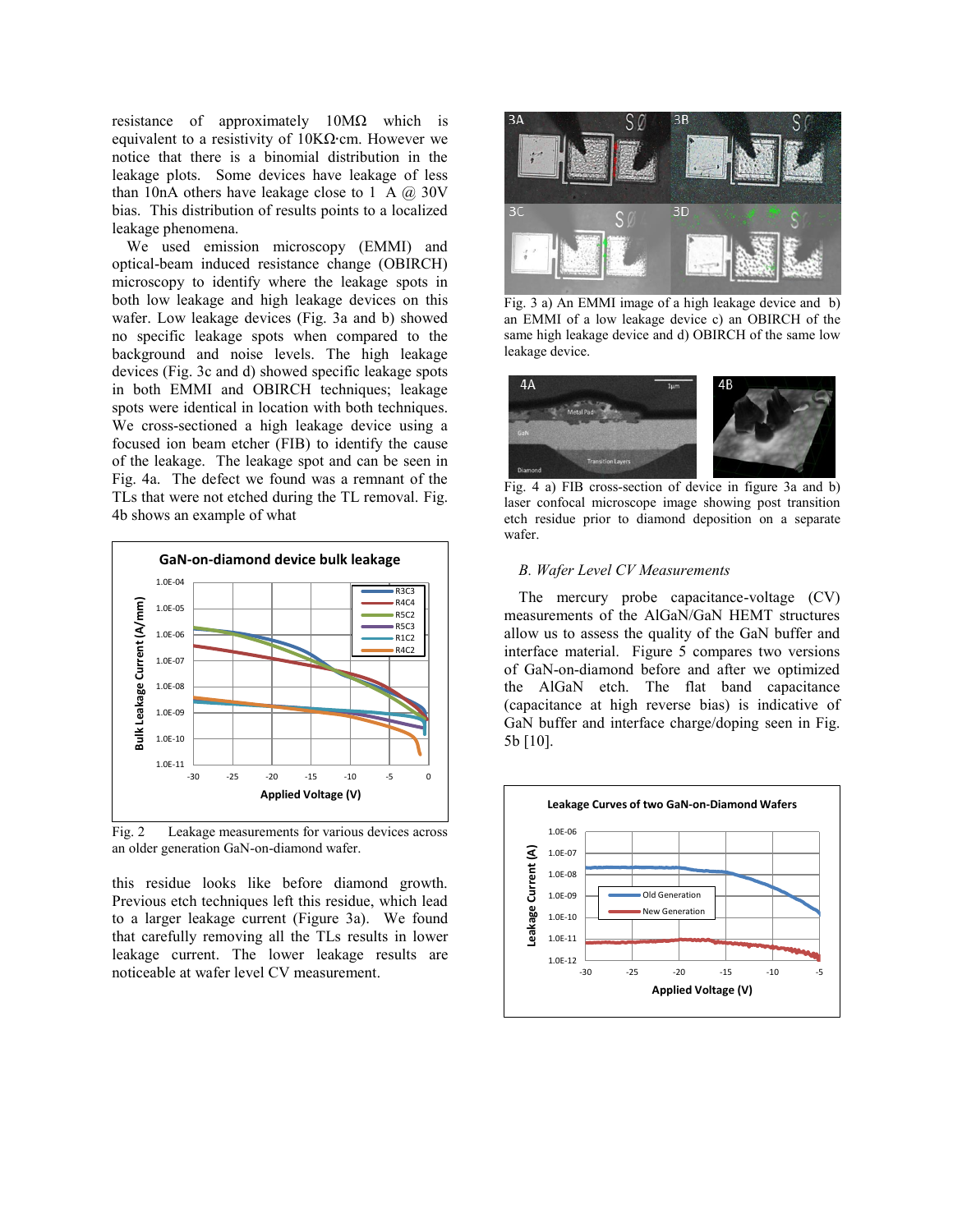resistance of approximately 10MΩ which is equivalent to a resistivity of 10KΩ·cm. However we notice that there is a binomial distribution in the leakage plots. Some devices have leakage of less than 10nA others have leakage close to 1 A @ 30V bias. This distribution of results points to a localized leakage phenomena.

We used emission microscopy (EMMI) and optical-beam induced resistance change (OBIRCH) microscopy to identify where the leakage spots in both low leakage and high leakage devices on this wafer. Low leakage devices (Fig. 3a and b) showed no specific leakage spots when compared to the background and noise levels. The high leakage devices (Fig. 3c and d) showed specific leakage spots in both EMMI and OBIRCH techniques; leakage spots were identical in location with both techniques. We cross-sectioned a high leakage device using a focused ion beam etcher (FIB) to identify the cause of the leakage. The leakage spot and can be seen in Fig. 4a. The defect we found was a remnant of the TLs that were not etched during the TL removal. Fig. 4b shows an example of what this residue looks like before diamond growth. Previous etch techniques left this residue, which lead to a larger leakage current (Figure 3a). We found that carefully removing all the TLs results in lower leakage current. The lower leakage results are noticeable at wafer level CV measurement.

Fig. 2 Leakage measurements for various devices across an older generation GaN-on-diamond wafer.

Fig. 3 a) An EMMI image of a high leakage device and b) an EMMI of a low leakage device c) an OBIRCH of the same high leakage device and d) OBIRCH of the same low leakage device.

Fig. 4 a) FIB cross-section of device in figure 3a and b) laser confocal microscope image showing post transition etch residue prior to diamond deposition on a separate wafer.

### *B. Wafer Level CV Measurements*

The mercury probe capacitance-voltage (CV) measurements of the AlGaN/GaN HEMT structures allow us to assess the quality of the GaN buffer and interface material. Figure 5 compares two versions of GaN-on-diamond before and after we optimized the AlGaN etch. The flat band capacitance (capacitance at high reverse bias) is indicative of GaN buffer and interface charge/doping seen in Fig. 5b [10].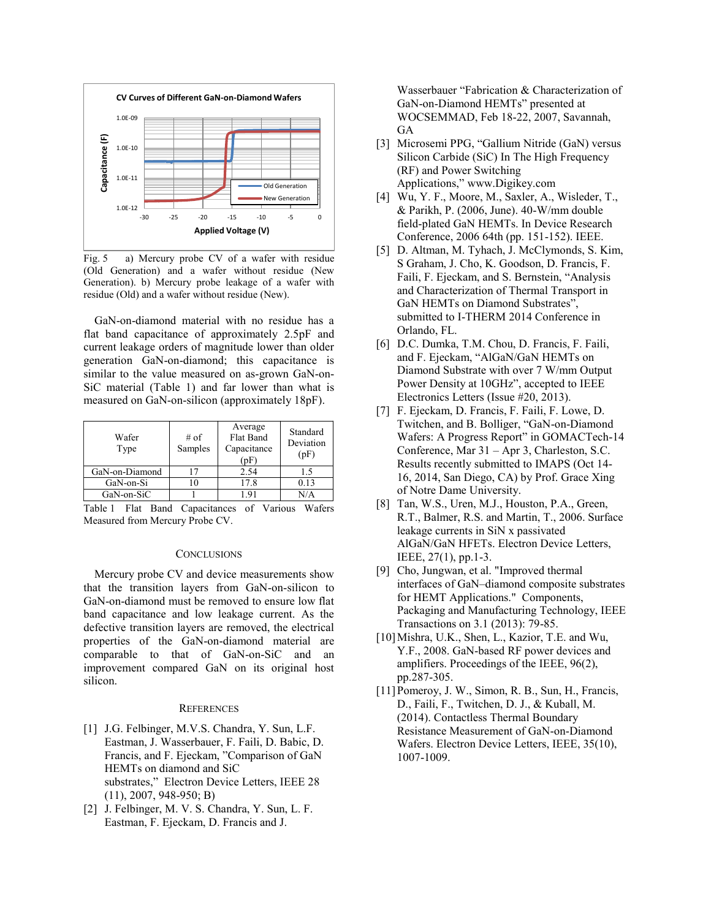CV Curves of Different GaN-on-Diamond Wafers

Capacitance (F)

1.0E-09

1.0E-10

1.0E-11

1.0E-12

-30 -25 -20 -15 -10 -5 0

Applied Voltage (V)

Old Generation

New Generation

Fig. 5 a) Mercury probe CV of a wafer with residue (Old Generation) and a wafer without residue (New Generation). b) Mercury probe leakage of a wafer with residue (Old) and a wafer without residue (New).

GaN-on-diamond material with no residue has a flat band capacitance of approximately 2.5pF and current leakage orders of magnitude lower than older generation GaN-on-diamond; this capacitance is similar to the value measured on as-grown GaN-on-SiC material (Table 1) and far lower than what is measured on GaN-on-silicon (approximately 18pF).

| Wafer Type | # of Samples | Average Flat Band Capacitance (pF) | Standard Deviation (pF) |
|---|---|---|---|
| GaN-on-Diamond | 17 | 2.54 | 1.5 |
| GaN-on-Si | 10 | 17.8 | 0.13 |
| GaN-on-SiC | 1 | 1.91 | N/A |

Table 1 Flat Band Capacitances of Various Wafers Measured from Mercury Probe CV.

## CONCLUSIONS

Mercury probe CV and device measurements show that the transition layers from GaN-on-silicon to GaN-on-diamond must be removed to ensure low flat band capacitance and low leakage current. As the defective transition layers are removed, the electrical properties of the GaN-on-diamond material are comparable to that of GaN-on-SiC and an improvement compared GaN on its original host silicon.

## REFERENCES

[1] J.G. Felbinger, M.V.S. Chandra, Y. Sun, L.F. Eastman, J. Wasserbauer, F. Faili, D. Babic, D. Francis, and F. Ejeckam, "Comparison of GaN HEMTs on diamond and SiC substrates," Electron Device Letters, IEEE 28 (11), 2007, 948-950; B)

[2] J. Felbinger, M. V. S. Chandra, Y. Sun, L. F. Eastman, F. Ejeckam, D. Francis and J. Wasserbauer "Fabrication & Characterization of GaN-on-Diamond HEMTs" presented at WOCSEMMAD, Feb 18-22, 2007, Savannah, GA

[3] Microsemi PPG, "Gallium Nitride (GaN) versus Silicon Carbide (SiC) In The High Frequency (RF) and Power Switching Applications," www.Digikey.com

[4] Wu, Y. F., Moore, M., Saxler, A., Wisleder, T., & Parikh, P. (2006, June). 40-W/mm double field-plated GaN HEMTs. In Device Research Conference, 2006 64th (pp. 151-152). IEEE.

[5] D. Altman, M. Tyhach, J. McClymonds, S. Kim, S Graham, J. Cho, K. Goodson, D. Francis, F. Faili, F. Ejeckam, and S. Bernstein, "Analysis and Characterization of Thermal Transport in GaN HEMTs on Diamond Substrates", submitted to I-THERM 2014 Conference in Orlando, FL.

[6] D.C. Dumka, T.M. Chou, D. Francis, F. Faili, and F. Ejeckam, "AlGaN/GaN HEMTs on Diamond Substrate with over 7 W/mm Output Power Density at 10GHz", accepted to IEEE Electronics Letters (Issue #20, 2013).

[7] F. Ejeckam, D. Francis, F. Faili, F. Lowe, D. Twitchen, and B. Bolliger, "GaN-on-Diamond Wafers: A Progress Report" in GOMACTech-14 Conference, Mar 31 – Apr 3, Charleston, S.C. Results recently submitted to IMAPS (Oct 14-16, 2014, San Diego, CA) by Prof. Grace Xing of Notre Dame University.

[8] Tan, W.S., Uren, M.J., Houston, P.A., Green, R.T., Balmer, R.S. and Martin, T., 2006. Surface leakage currents in SiN x passivated AlGaN/GaN HFETs. Electron Device Letters, IEEE, 27(1), pp.1-3.

[9] Cho, Jungwan, et al. "Improved thermal interfaces of GaN–diamond composite substrates for HEMT Applications." Components, Packaging and Manufacturing Technology, IEEE Transactions on 3.1 (2013): 79-85.

[10] Mishra, U.K., Shen, L., Kazior, T.E. and Wu, Y.F., 2008. GaN-based RF power devices and amplifiers. Proceedings of the IEEE, 96(2), pp.287-305.

[11] Pomeroy, J. W., Simon, R. B., Sun, H., Francis, D., Faili, F., Twitchen, D. J., & Kuball, M. (2014). Contactless Thermal Boundary Resistance Measurement of GaN-on-Diamond Wafers. Electron Device Letters, IEEE, 35(10), 1007-1009.